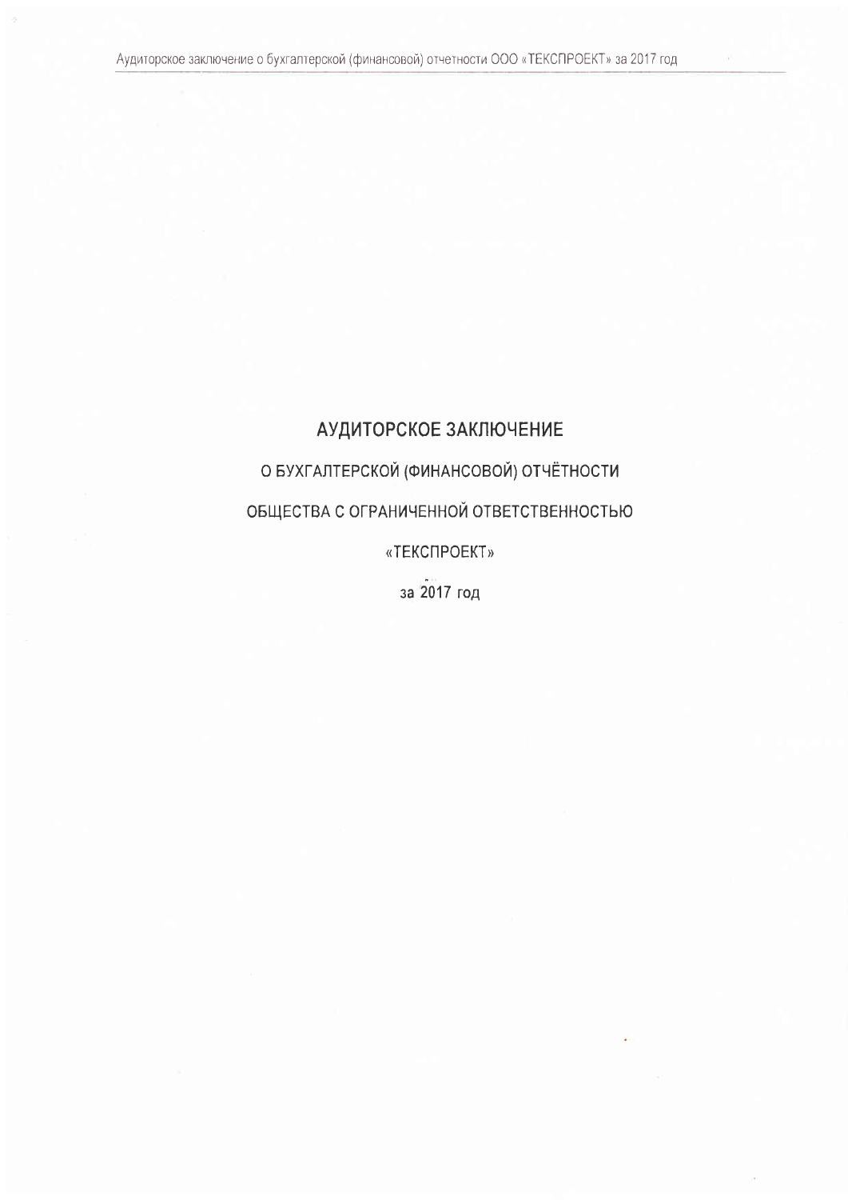# АУДИТОРСКОЕ ЗАКЛЮЧЕНИЕ

## О БУХГАЛТЕРСКОЙ (ФИНАНСОВОЙ) ОТЧЁТНОСТИ

## ОБЩЕСТВА С ОГРАНИЧЕННОЙ ОТВЕТСТВЕННОСТЬЮ

## «ТЕКСПРОЕКТ»

## за 2017 год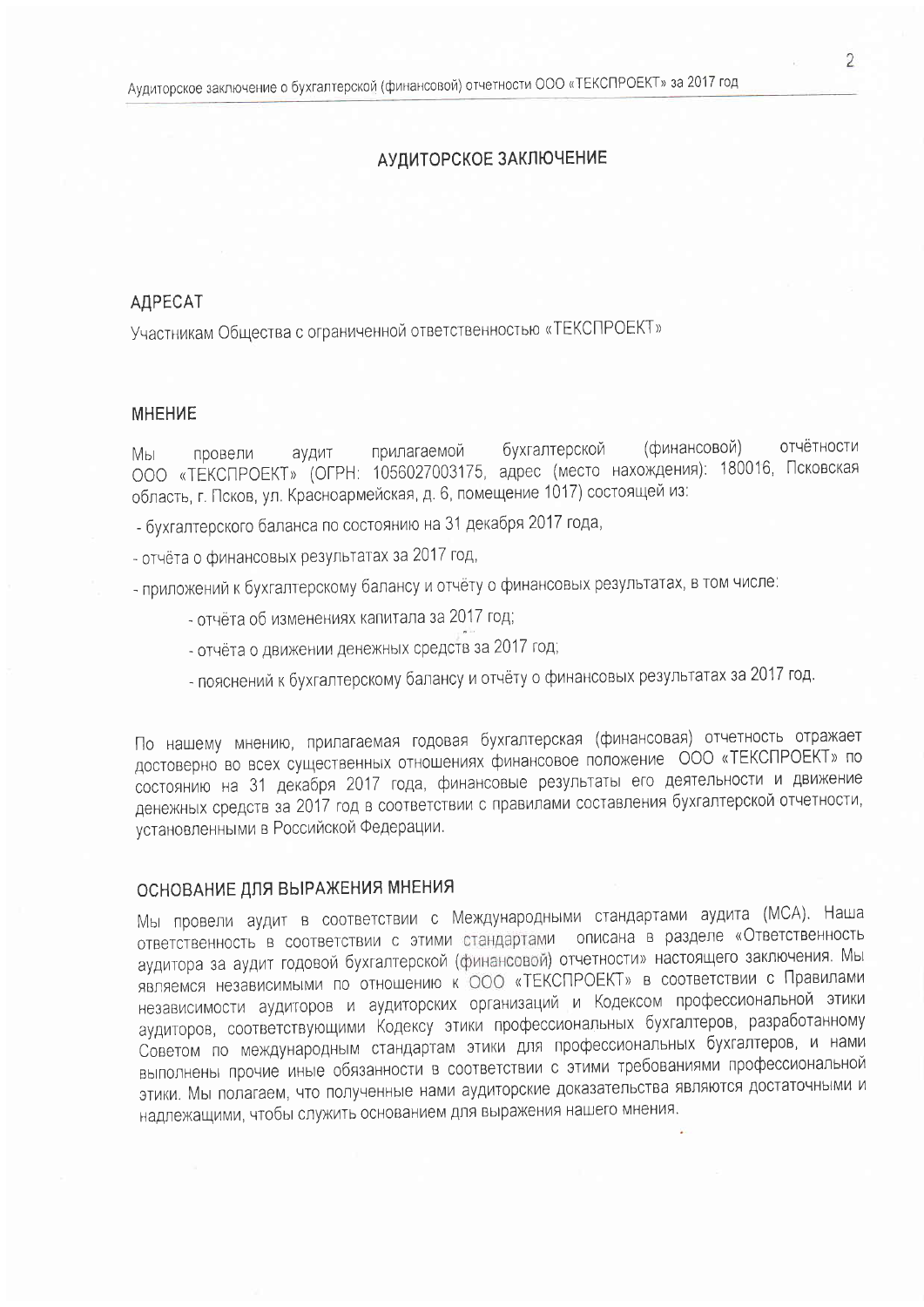# АУДИТОРСКОЕ ЗАКЛЮЧЕНИЕ

## АДРЕСАТ

Участникам Общества с ограниченной ответственностью «ТЕКСПРОЕКТ»

## МНЕНИЕ

Мы провели аудит прилагаемой бухгалтерской (финансовой) отчётности ООО «ТЕКСПРОЕКТ» (ОГРН: 1056027003175, адрес (место нахождения): 180016, Псковская область, г. Псков, ул. Красноармейская, д. 6, помещение 1017) состоящей из:

- бухгалтерского баланса по состоянию на 31 декабря 2017 года,
- отчёта о финансовых результатах за 2017 год,
- приложений к бухгалтерскому балансу и отчёту о финансовых результатах, в том числе:
  - отчёта об изменениях капитала за 2017 год;
  - отчёта о движении денежных средств за 2017 год;
  - пояснений к бухгалтерскому балансу и отчёту о финансовых результатах за 2017 год.

По нашему мнению, прилагаемая годовая бухгалтерская (финансовая) отчетность отражает достоверно во всех существенных отношениях финансовое положение ООО «ТЕКСПРОЕКТ» по состоянию на 31 декабря 2017 года, финансовые результаты его деятельности и движение денежных средств за 2017 год в соответствии с правилами составления бухгалтерской отчетности, установленными в Российской Федерации.

## ОСНОВАНИЕ ДЛЯ ВЫРАЖЕНИЯ МНЕНИЯ

Мы провели аудит в соответствии с Международными стандартами аудита (МСА). Наша ответственность в соответствии с этими стандартами описана в разделе «Ответственность аудитора за аудит годовой бухгалтерской (финансовой) отчетности» настоящего заключения. Мы являемся независимыми по отношению к ООО «ТЕКСПРОЕКТ» в соответствии с Правилами независимости аудиторов и аудиторских организаций и Кодексом профессиональной этики аудиторов, соответствующими Кодексу этики профессиональных бухгалтеров, разработанному Советом по международным стандартам этики для профессиональных бухгалтеров, и нами выполнены прочие иные обязанности в соответствии с этими требованиями профессиональной этики. Мы полагаем, что полученные нами аудиторские доказательства являются достаточными и надлежащими, чтобы служить основанием для выражения нашего мнения.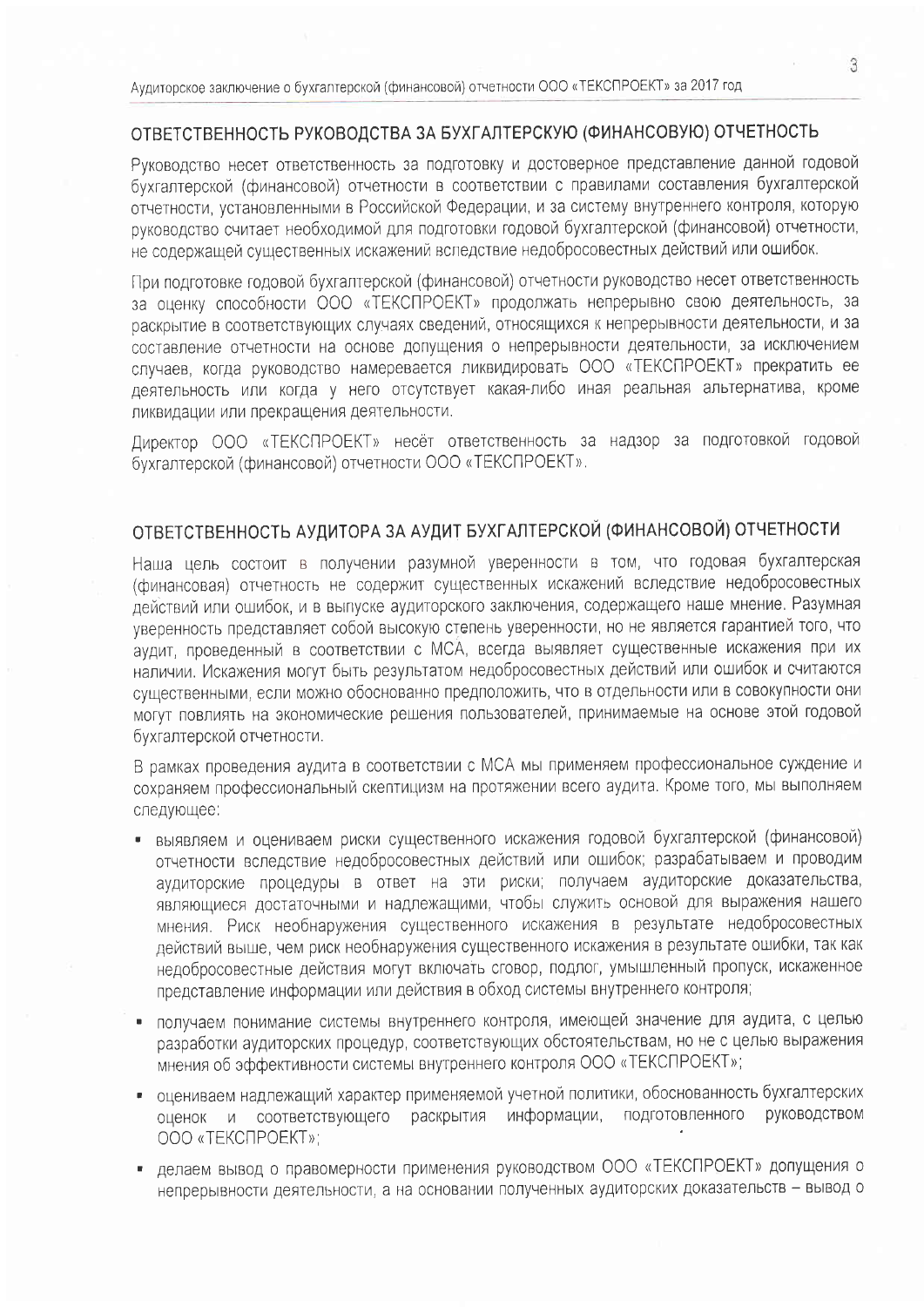## ОТВЕТСТВЕННОСТЬ РУКОВОДСТВА ЗА БУХГАЛТЕРСКУЮ (ФИНАНСОВУЮ) ОТЧЕТНОСТЬ

Руководство несет ответственность за подготовку и достоверное представление данной годовой бухгалтерской (финансовой) отчетности в соответствии с правилами составления бухгалтерской отчетности, установленными в Российской Федерации, и за систему внутреннего контроля, которую руководство считает необходимой для подготовки годовой бухгалтерской (финансовой) отчетности, не содержащей существенных искажений вследствие недобросовестных действий или ошибок.

При подготовке годовой бухгалтерской (финансовой) отчетности руководство несет ответственность за оценку способности ООО «ТЕКСПРОЕКТ» продолжать непрерывно свою деятельность, за раскрытие в соответствующих случаях сведений, относящихся к непрерывности деятельности, и за составление отчетности на основе допущения о непрерывности деятельности, за исключением случаев, когда руководство намеревается ликвидировать ООО «ТЕКСПРОЕКТ» прекратить ее деятельность или когда у него отсутствует какая-либо иная реальная альтернатива, кроме ликвидации или прекращения деятельности.

Директор ООО «ТЕКСПРОЕКТ» несёт ответственность за надзор за подготовкой годовой бухгалтерской (финансовой) отчетности ООО «ТЕКСПРОЕКТ».

## ОТВЕТСТВЕННОСТЬ АУДИТОРА ЗА АУДИТ БУХГАЛТЕРСКОЙ (ФИНАНСОВОЙ) ОТЧЕТНОСТИ

Наша цель состоит в получении разумной уверенности в том, что годовая бухгалтерская (финансовая) отчетность не содержит существенных искажений вследствие недобросовестных действий или ошибок, и в выпуске аудиторского заключения, содержащего наше мнение. Разумная уверенность представляет собой высокую степень уверенности, но не является гарантией того, что аудит, проведенный в соответствии с МСА, всегда выявляет существенные искажения при их наличии. Искажения могут быть результатом недобросовестных действий или ошибок и считаются существенными, если можно обоснованно предположить, что в отдельности или в совокупности они могут повлиять на экономические решения пользователей, принимаемые на основе этой годовой бухгалтерской отчетности.

В рамках проведения аудита в соответствии с МСА мы применяем профессиональное суждение и сохраняем профессиональный скептицизм на протяжении всего аудита. Кроме того, мы выполняем следующее:

- выявляем и оцениваем риски существенного искажения годовой бухгалтерской (финансовой) отчетности вследствие недобросовестных действий или ошибок; разрабатываем и проводим аудиторские процедуры в ответ на эти риски; получаем аудиторские доказательства, являющиеся достаточными и надлежащими, чтобы служить основой для выражения нашего мнения. Риск необнаружения существенного искажения в результате недобросовестных действий выше, чем риск необнаружения существенного искажения в результате ошибки, так как недобросовестные действия могут включать сговор, подлог, умышленный пропуск, искаженное представление информации или действия в обход системы внутреннего контроля;
- получаем понимание системы внутреннего контроля, имеющей значение для аудита, с целью разработки аудиторских процедур, соответствующих обстоятельствам, но не с целью выражения мнения об эффективности системы внутреннего контроля ООО «ТЕКСПРОЕКТ»;
- оцениваем надлежащий характер применяемой учетной политики, обоснованность бухгалтерских оценок и соответствующего раскрытия информации, подготовленного руководством ООО «ТЕКСПРОЕКТ»;
- делаем вывод о правомерности применения руководством ООО «ТЕКСПРОЕКТ» допущения о непрерывности деятельности, а на основании полученных аудиторских доказательств – вывод о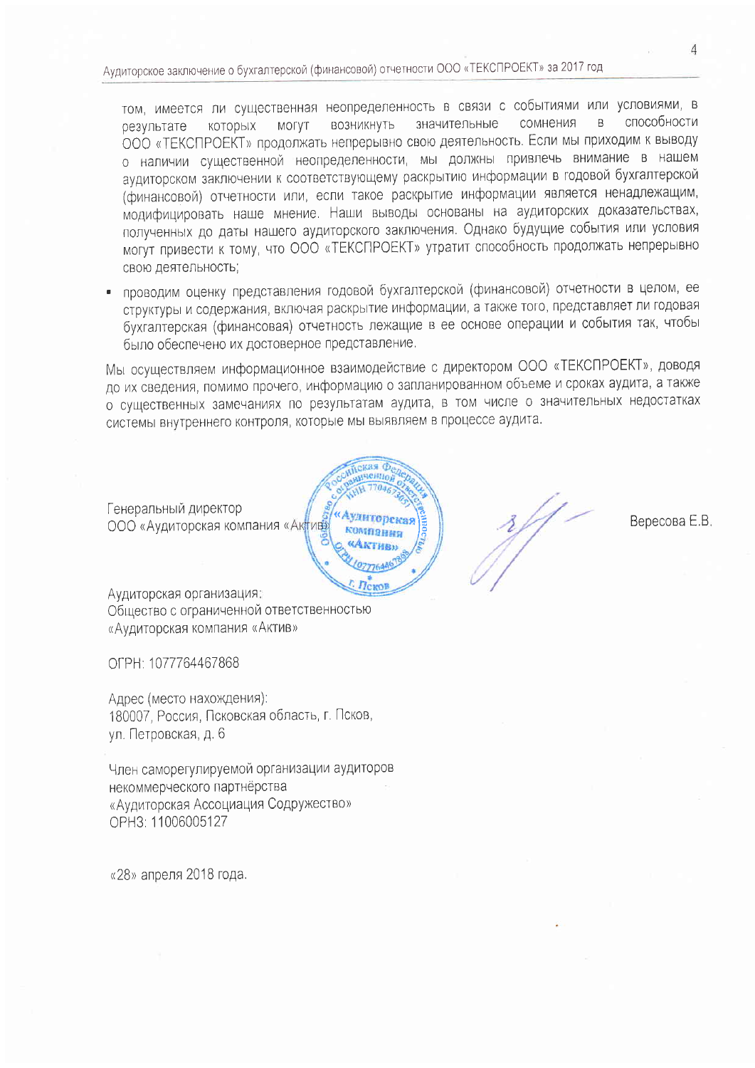том, имеется ли существенная неопределенность в связи с событиями или условиями, в результате которых могут возникнуть значительные сомнения в способности ООО «ТЕКСПРОЕКТ» продолжать непрерывно свою деятельность. Если мы приходим к выводу о наличии существенной неопределенности, мы должны привлечь внимание в нашем аудиторском заключении к соответствующему раскрытию информации в годовой бухгалтерской (финансовой) отчетности или, если такое раскрытие информации является ненадлежащим, модифицировать наше мнение. Наши выводы основаны на аудиторских доказательствах, полученных до даты нашего аудиторского заключения. Однако будущие события или условия могут привести к тому, что ООО «ТЕКСПРОЕКТ» утратит способность продолжать непрерывно свою деятельность;

- проводим оценку представления годовой бухгалтерской (финансовой) отчетности в целом, ее структуры и содержания, включая раскрытие информации, а также того, представляет ли годовая бухгалтерская (финансовая) отчетность лежащие в ее основе операции и события так, чтобы было обеспечено их достоверное представление.

Мы осуществляем информационное взаимодействие с директором ООО «ТЕКСПРОЕКТ», доводя до их сведения, помимо прочего, информацию о запланированном объеме и сроках аудита, а также о существенных замечаниях по результатам аудита, в том числе о значительных недостатках системы внутреннего контроля, которые мы выявляем в процессе аудита.

Генеральный директор
ООО «Аудиторская компания «Актив» — Вересова Е.В.

Аудиторская организация:
Общество с ограниченной ответственностью
«Аудиторская компания «Актив»

ОГРН: 1077764467868

Адрес (место нахождения):
180007, Россия, Псковская область, г. Псков,
ул. Петровская, д. 6

Член саморегулируемой организации аудиторов
некоммерческого партнёрства
«Аудиторская Ассоциация Содружество»
ОРНЗ: 11006005127

«28» апреля 2018 года.